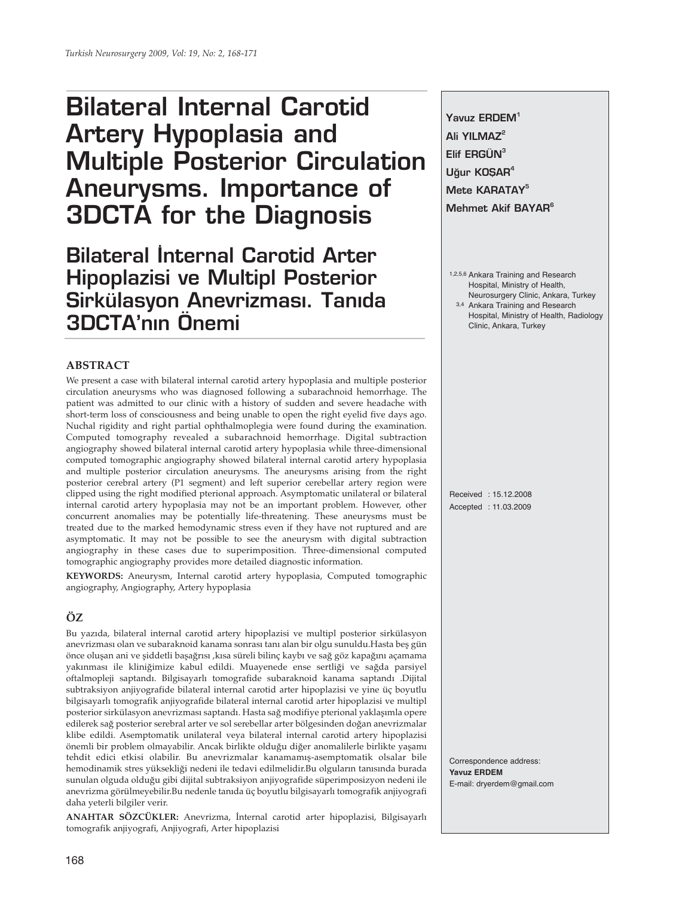# Bilateral Internal Carotid Artery Hypoplasia and Multiple Posterior Circulation Aneurysms. Importance of 3DCTA for the Diagnosis

## Bilateral İnternal Carotid Arter Hipoplazisi ve Multipl Posterior Sirkülasyon Anevrizması. Tanıda 3DCTA'nın Önemi

**Yavuz ERDEM[1]**
**Ali YILMAZ[2]**
**Elif ERGÜN[3]**
**Uğur KOŞAR[4]**
**Mete KARATAY[5]**
**Mehmet Akif BAYAR[6]**

[1,2,5,6] Ankara Training and Research Hospital, Ministry of Health, Neurosurgery Clinic, Ankara, Turkey
[3,4] Ankara Training and Research Hospital, Ministry of Health, Radiology Clinic, Ankara, Turkey

### ABSTRACT

We present a case with bilateral internal carotid artery hypoplasia and multiple posterior circulation aneurysms who was diagnosed following a subarachnoid hemorrhage. The patient was admitted to our clinic with a history of sudden and severe headache with short-term loss of consciousness and being unable to open the right eyelid five days ago. Nuchal rigidity and right partial ophthalmoplegia were found during the examination. Computed tomography revealed a subarachnoid hemorrhage. Digital subtraction angiography showed bilateral internal carotid artery hypoplasia while three-dimensional computed tomographic angiography showed bilateral internal carotid artery hypoplasia and multiple posterior circulation aneurysms. The aneurysms arising from the right posterior cerebral artery (P1 segment) and left superior cerebellar artery region were clipped using the right modified pterional approach. Asymptomatic unilateral or bilateral internal carotid artery hypoplasia may not be an important problem. However, other concurrent anomalies may be potentially life-threatening. These aneurysms must be treated due to the marked hemodynamic stress even if they have not ruptured and are asymptomatic. It may not be possible to see the aneurysm with digital subtraction angiography in these cases due to superimposition. Three-dimensional computed tomographic angiography provides more detailed diagnostic information.

**KEYWORDS:** Aneurysm, Internal carotid artery hypoplasia, Computed tomographic angiography, Angiography, Artery hypoplasia

### ÖZ

Bu yazıda, bilateral internal carotid artery hipoplazisi ve multipl posterior sirkülasyon anevrizması olan ve subaraknoid kanama sonrası tanı alan bir olgu sunuldu.Hasta beş gün önce oluşan ani ve şiddetli başağrısı ,kısa süreli bilinç kaybı ve sağ göz kapağını açamama yakınması ile kliniğimize kabul edildi. Muayenede ense sertliği ve sağda parsiyel oftalmopleji saptandı. Bilgisayarlı tomografide subaraknoid kanama saptandı .Dijital subtraksiyon anjiyografide bilateral internal carotid arter hipoplazisi ve yine üç boyutlu bilgisayarlı tomografik anjiyografide bilateral internal carotid arter hipoplazisi ve multipl posterior sirkülasyon anevrizması saptandı. Hasta sağ modifiye pterional yaklaşımla opere edilerek sağ posterior serebral arter ve sol serebellar arter bölgesinden doğan anevrizmalar klibe edildi. Asemptomatik unilateral veya bilateral internal carotid artery hipoplazisi önemli bir problem olmayabilir. Ancak birlikte olduğu diğer anomalilerle birlikte yaşamı tehdit edici etkisi olabilir. Bu anevrizmalar kanamamış-asemptomatik olsalar bile hemodinamik stres yüksekliği nedeni ile tedavi edilmelidir.Bu olguların tanısında burada sunulan olguda olduğu gibi dijital subtraksiyon anjiyografide süperimposizyon nedeni ile anevrizma görülmeyebilir.Bu nedenle tanıda üç boyutlu bilgisayarlı tomografik anjiyografi daha yeterli bilgiler verir.

**ANAHTAR SÖZCÜKLER:** Anevrizma, İnternal carotid arter hipoplazisi, Bilgisayarlı tomografik anjiyografi, Anjiyografi, Arter hipoplazisi

Received : 15.12.2008
Accepted : 11.03.2009

Correspondence address:
**Yavuz ERDEM**
E-mail: dryerdem@gmail.com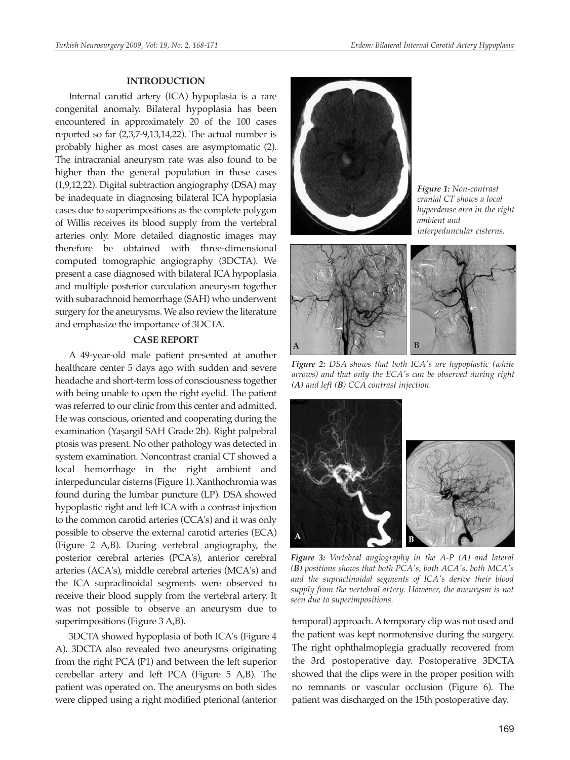## INTRODUCTION

Internal carotid artery (ICA) hypoplasia is a rare congenital anomaly. Bilateral hypoplasia has been encountered in approximately 20 of the 100 cases reported so far (2,3,7-9,13,14,22). The actual number is probably higher as most cases are asymptomatic (2). The intracranial aneurysm rate was also found to be higher than the general population in these cases (1,9,12,22). Digital subtraction angiography (DSA) may be inadequate in diagnosing bilateral ICA hypoplasia cases due to superimpositions as the complete polygon of Willis receives its blood supply from the vertebral arteries only. More detailed diagnostic images may therefore be obtained with three-dimensional computed tomographic angiography (3DCTA). We present a case diagnosed with bilateral ICA hypoplasia and multiple posterior curculation aneurysm together with subarachnoid hemorrhage (SAH) who underwent surgery for the aneurysms. We also review the literature and emphasize the importance of 3DCTA.

## CASE REPORT

A 49-year-old male patient presented at another healthcare center 5 days ago with sudden and severe headache and short-term loss of consciousness together with being unable to open the right eyelid. The patient was referred to our clinic from this center and admitted. He was conscious, oriented and cooperating during the examination (Yaşargil SAH Grade 2b). Right palpebral ptosis was present. No other pathology was detected in system examination. Noncontrast cranial CT showed a local hemorrhage in the right ambient and interpeduncular cisterns (Figure 1). Xanthochromia was found during the lumbar puncture (LP). DSA showed hypoplastic right and left ICA with a contrast injection to the common carotid arteries (CCA's) and it was only possible to observe the external carotid arteries (ECA) (Figure 2 A,B). During vertebral angiography, the posterior cerebral arteries (PCA's), anterior cerebral arteries (ACA's), middle cerebral arteries (MCA's) and the ICA supraclinoidal segments were observed to receive their blood supply from the vertebral artery. It was not possible to observe an aneurysm due to superimpositions (Figure 3 A,B).

3DCTA showed hypoplasia of both ICA's (Figure 4 A). 3DCTA also revealed two aneurysms originating from the right PCA (P1) and between the left superior cerebellar artery and left PCA (Figure 5 A,B). The patient was operated on. The aneurysms on both sides were clipped using a right modified pterional (anterior temporal) approach. A temporary clip was not used and the patient was kept normotensive during the surgery. The right ophthalmoplegia gradually recovered from the 3rd postoperative day. Postoperative 3DCTA showed that the clips were in the proper position with no remnants or vascular occlusion (Figure 6). The patient was discharged on the 15th postoperative day.

***Figure 1:*** *Non-contrast cranial CT shows a local hyperdense area in the right ambient and interpeduncular cisterns.*

***Figure 2:*** *DSA shows that both ICA's are hypoplastic (white arrows) and that only the ECA's can be observed during right (**A**) and left (**B**) CCA contrast injection.*

***Figure 3:*** *Vertebral angiography in the A-P (**A**) and lateral (**B**) positions shows that both PCA's, both ACA's, both MCA's and the supraclinoidal segments of ICA's derive their blood supply from the vertebral artery. However, the aneurysm is not seen due to superimpositions.*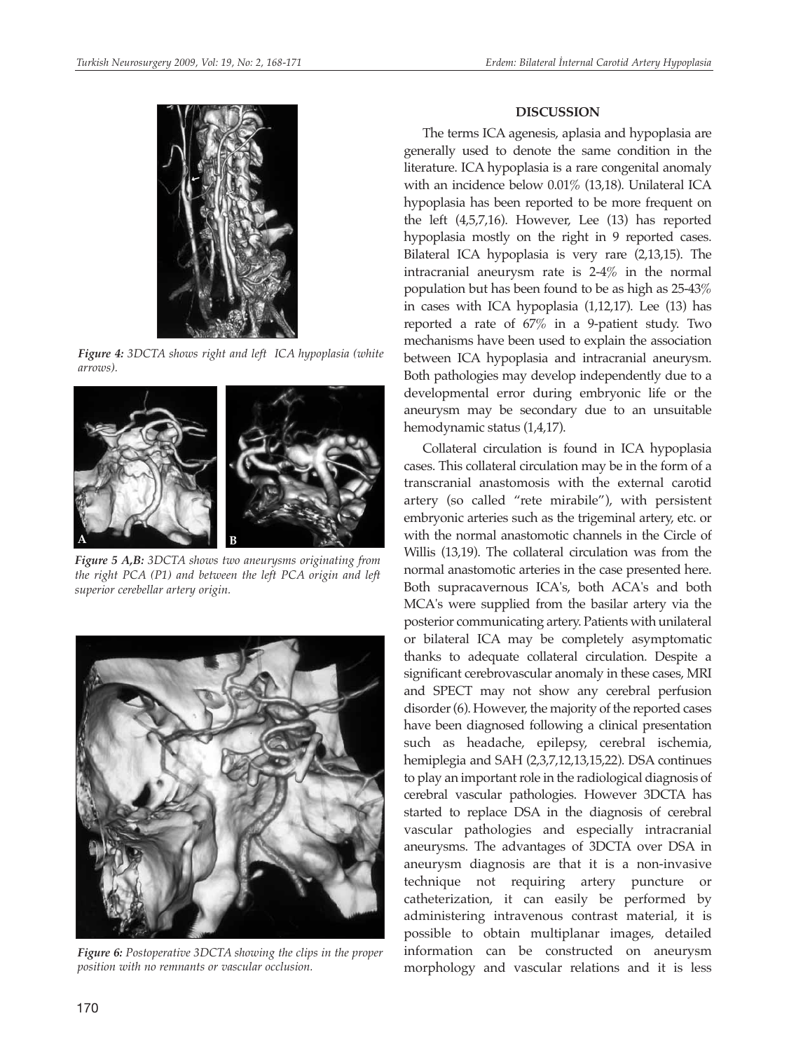*Figure 4: 3DCTA shows right and left ICA hypoplasia (white arrows).*

*Figure 5 A,B: 3DCTA shows two aneurysms originating from the right PCA (P1) and between the left PCA origin and left superior cerebellar artery origin.*

*Figure 6: Postoperative 3DCTA showing the clips in the proper position with no remnants or vascular occlusion.*

## DISCUSSION

The terms ICA agenesis, aplasia and hypoplasia are generally used to denote the same condition in the literature. ICA hypoplasia is a rare congenital anomaly with an incidence below 0.01% (13,18). Unilateral ICA hypoplasia has been reported to be more frequent on the left (4,5,7,16). However, Lee (13) has reported hypoplasia mostly on the right in 9 reported cases. Bilateral ICA hypoplasia is very rare (2,13,15). The intracranial aneurysm rate is 2-4% in the normal population but has been found to be as high as 25-43% in cases with ICA hypoplasia (1,12,17). Lee (13) has reported a rate of 67% in a 9-patient study. Two mechanisms have been used to explain the association between ICA hypoplasia and intracranial aneurysm. Both pathologies may develop independently due to a developmental error during embryonic life or the aneurysm may be secondary due to an unsuitable hemodynamic status (1,4,17).

Collateral circulation is found in ICA hypoplasia cases. This collateral circulation may be in the form of a transcranial anastomosis with the external carotid artery (so called "rete mirabile"), with persistent embryonic arteries such as the trigeminal artery, etc. or with the normal anastomotic channels in the Circle of Willis (13,19). The collateral circulation was from the normal anastomotic arteries in the case presented here. Both supracavernous ICA's, both ACA's and both MCA's were supplied from the basilar artery via the posterior communicating artery. Patients with unilateral or bilateral ICA may be completely asymptomatic thanks to adequate collateral circulation. Despite a significant cerebrovascular anomaly in these cases, MRI and SPECT may not show any cerebral perfusion disorder (6). However, the majority of the reported cases have been diagnosed following a clinical presentation such as headache, epilepsy, cerebral ischemia, hemiplegia and SAH (2,3,7,12,13,15,22). DSA continues to play an important role in the radiological diagnosis of cerebral vascular pathologies. However 3DCTA has started to replace DSA in the diagnosis of cerebral vascular pathologies and especially intracranial aneurysms. The advantages of 3DCTA over DSA in aneurysm diagnosis are that it is a non-invasive technique not requiring artery puncture or catheterization, it can easily be performed by administering intravenous contrast material, it is possible to obtain multiplanar images, detailed information can be constructed on aneurysm morphology and vascular relations and it is less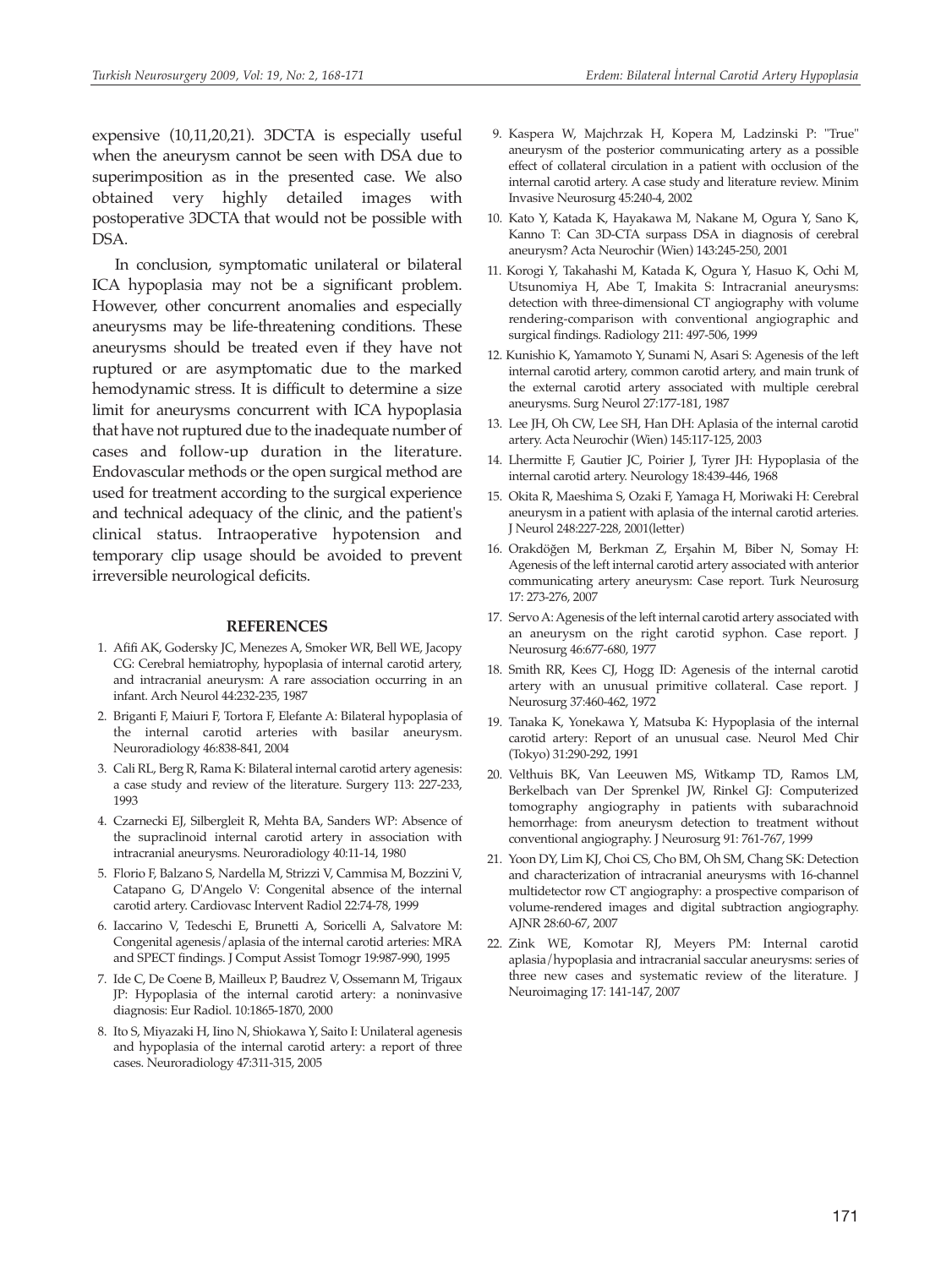expensive (10,11,20,21). 3DCTA is especially useful when the aneurysm cannot be seen with DSA due to superimposition as in the presented case. We also obtained very highly detailed images with postoperative 3DCTA that would not be possible with DSA.

In conclusion, symptomatic unilateral or bilateral ICA hypoplasia may not be a significant problem. However, other concurrent anomalies and especially aneurysms may be life-threatening conditions. These aneurysms should be treated even if they have not ruptured or are asymptomatic due to the marked hemodynamic stress. It is difficult to determine a size limit for aneurysms concurrent with ICA hypoplasia that have not ruptured due to the inadequate number of cases and follow-up duration in the literature. Endovascular methods or the open surgical method are used for treatment according to the surgical experience and technical adequacy of the clinic, and the patient's clinical status. Intraoperative hypotension and temporary clip usage should be avoided to prevent irreversible neurological deficits.

## REFERENCES

1. Afifi AK, Godersky JC, Menezes A, Smoker WR, Bell WE, Jacopy CG: Cerebral hemiatrophy, hypoplasia of internal carotid artery, and intracranial aneurysm: A rare association occurring in an infant. Arch Neurol 44:232-235, 1987
2. Briganti F, Maiuri F, Tortora F, Elefante A: Bilateral hypoplasia of the internal carotid arteries with basilar aneurysm. Neuroradiology 46:838-841, 2004
3. Cali RL, Berg R, Rama K: Bilateral internal carotid artery agenesis: a case study and review of the literature. Surgery 113: 227-233, 1993
4. Czarnecki EJ, Silbergleit R, Mehta BA, Sanders WP: Absence of the supraclinoid internal carotid artery in association with intracranial aneurysms. Neuroradiology 40:11-14, 1980
5. Florio F, Balzano S, Nardella M, Strizzi V, Cammisa M, Bozzini V, Catapano G, D'Angelo V: Congenital absence of the internal carotid artery. Cardiovasc Intervent Radiol 22:74-78, 1999
6. Iaccarino V, Tedeschi E, Brunetti A, Soricelli A, Salvatore M: Congenital agenesis/aplasia of the internal carotid arteries: MRA and SPECT findings. J Comput Assist Tomogr 19:987-990, 1995
7. Ide C, De Coene B, Mailleux P, Baudrez V, Ossemann M, Trigaux JP: Hypoplasia of the internal carotid artery: a noninvasive diagnosis: Eur Radiol. 10:1865-1870, 2000
8. Ito S, Miyazaki H, Iino N, Shiokawa Y, Saito I: Unilateral agenesis and hypoplasia of the internal carotid artery: a report of three cases. Neuroradiology 47:311-315, 2005
9. Kaspera W, Majchrzak H, Kopera M, Ladzinski P: "True" aneurysm of the posterior communicating artery as a possible effect of collateral circulation in a patient with occlusion of the internal carotid artery. A case study and literature review. Minim Invasive Neurosurg 45:240-4, 2002
10. Kato Y, Katada K, Hayakawa M, Nakane M, Ogura Y, Sano K, Kanno T: Can 3D-CTA surpass DSA in diagnosis of cerebral aneurysm? Acta Neurochir (Wien) 143:245-250, 2001
11. Korogi Y, Takahashi M, Katada K, Ogura Y, Hasuo K, Ochi M, Utsunomiya H, Abe T, Imakita S: Intracranial aneurysms: detection with three-dimensional CT angiography with volume rendering-comparison with conventional angiographic and surgical findings. Radiology 211: 497-506, 1999
12. Kunishio K, Yamamoto Y, Sunami N, Asari S: Agenesis of the left internal carotid artery, common carotid artery, and main trunk of the external carotid artery associated with multiple cerebral aneurysms. Surg Neurol 27:177-181, 1987
13. Lee JH, Oh CW, Lee SH, Han DH: Aplasia of the internal carotid artery. Acta Neurochir (Wien) 145:117-125, 2003
14. Lhermitte F, Gautier JC, Poirier J, Tyrer JH: Hypoplasia of the internal carotid artery. Neurology 18:439-446, 1968
15. Okita R, Maeshima S, Ozaki F, Yamaga H, Moriwaki H: Cerebral aneurysm in a patient with aplasia of the internal carotid arteries. J Neurol 248:227-228, 2001(letter)
16. Orakdöğen M, Berkman Z, Erşahin M, Biber N, Somay H: Agenesis of the left internal carotid artery associated with anterior communicating artery aneurysm: Case report. Turk Neurosurg 17: 273-276, 2007
17. Servo A: Agenesis of the left internal carotid artery associated with an aneurysm on the right carotid syphon. Case report. J Neurosurg 46:677-680, 1977
18. Smith RR, Kees CJ, Hogg ID: Agenesis of the internal carotid artery with an unusual primitive collateral. Case report. J Neurosurg 37:460-462, 1972
19. Tanaka K, Yonekawa Y, Matsuba K: Hypoplasia of the internal carotid artery: Report of an unusual case. Neurol Med Chir (Tokyo) 31:290-292, 1991
20. Velthuis BK, Van Leeuwen MS, Witkamp TD, Ramos LM, Berkelbach van Der Sprenkel JW, Rinkel GJ: Computerized tomography angiography in patients with subarachnoid hemorrhage: from aneurysm detection to treatment without conventional angiography. J Neurosurg 91: 761-767, 1999
21. Yoon DY, Lim KJ, Choi CS, Cho BM, Oh SM, Chang SK: Detection and characterization of intracranial aneurysms with 16-channel multidetector row CT angiography: a prospective comparison of volume-rendered images and digital subtraction angiography. AJNR 28:60-67, 2007
22. Zink WE, Komotar RJ, Meyers PM: Internal carotid aplasia/hypoplasia and intracranial saccular aneurysms: series of three new cases and systematic review of the literature. J Neuroimaging 17: 141-147, 2007